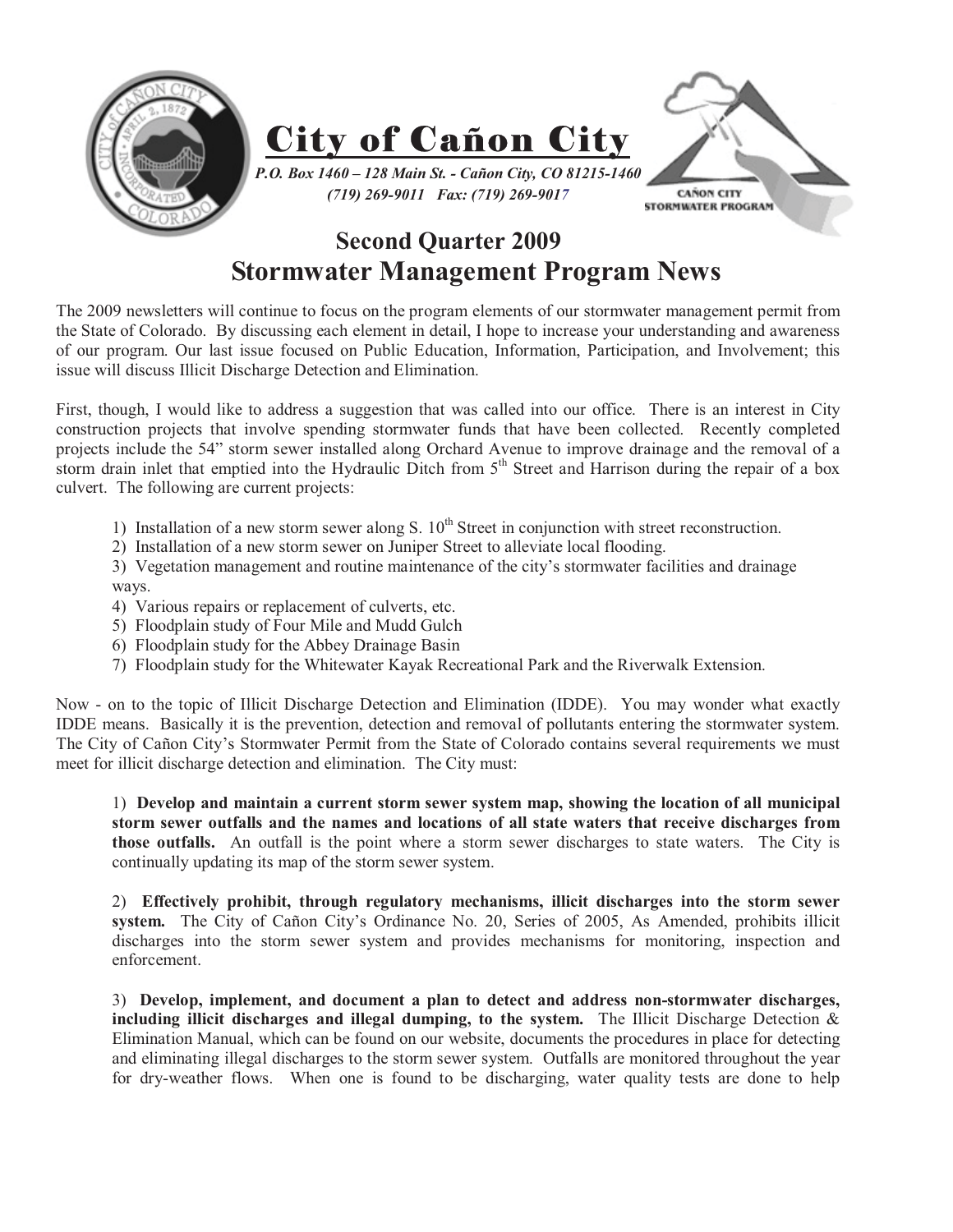# City of Cañon City

*P.O. Box 1460 – 128 Main St. - Cañon City, CO 81215-1460*
*(719) 269-9011 Fax: (719) 269-9017*

CAÑON CITY STORMWATER PROGRAM

## Second Quarter 2009
## Stormwater Management Program News

The 2009 newsletters will continue to focus on the program elements of our stormwater management permit from the State of Colorado. By discussing each element in detail, I hope to increase your understanding and awareness of our program. Our last issue focused on Public Education, Information, Participation, and Involvement; this issue will discuss Illicit Discharge Detection and Elimination.

First, though, I would like to address a suggestion that was called into our office. There is an interest in City construction projects that involve spending stormwater funds that have been collected. Recently completed projects include the 54" storm sewer installed along Orchard Avenue to improve drainage and the removal of a storm drain inlet that emptied into the Hydraulic Ditch from 5th Street and Harrison during the repair of a box culvert. The following are current projects:

1) Installation of a new storm sewer along S. 10th Street in conjunction with street reconstruction.
2) Installation of a new storm sewer on Juniper Street to alleviate local flooding.
3) Vegetation management and routine maintenance of the city's stormwater facilities and drainage ways.
4) Various repairs or replacement of culverts, etc.
5) Floodplain study of Four Mile and Mudd Gulch
6) Floodplain study for the Abbey Drainage Basin
7) Floodplain study for the Whitewater Kayak Recreational Park and the Riverwalk Extension.

Now - on to the topic of Illicit Discharge Detection and Elimination (IDDE). You may wonder what exactly IDDE means. Basically it is the prevention, detection and removal of pollutants entering the stormwater system. The City of Cañon City's Stormwater Permit from the State of Colorado contains several requirements we must meet for illicit discharge detection and elimination. The City must:

1) **Develop and maintain a current storm sewer system map, showing the location of all municipal storm sewer outfalls and the names and locations of all state waters that receive discharges from those outfalls.** An outfall is the point where a storm sewer discharges to state waters. The City is continually updating its map of the storm sewer system.

2) **Effectively prohibit, through regulatory mechanisms, illicit discharges into the storm sewer system.** The City of Cañon City's Ordinance No. 20, Series of 2005, As Amended, prohibits illicit discharges into the storm sewer system and provides mechanisms for monitoring, inspection and enforcement.

3) **Develop, implement, and document a plan to detect and address non-stormwater discharges, including illicit discharges and illegal dumping, to the system.** The Illicit Discharge Detection & Elimination Manual, which can be found on our website, documents the procedures in place for detecting and eliminating illegal discharges to the storm sewer system. Outfalls are monitored throughout the year for dry-weather flows. When one is found to be discharging, water quality tests are done to help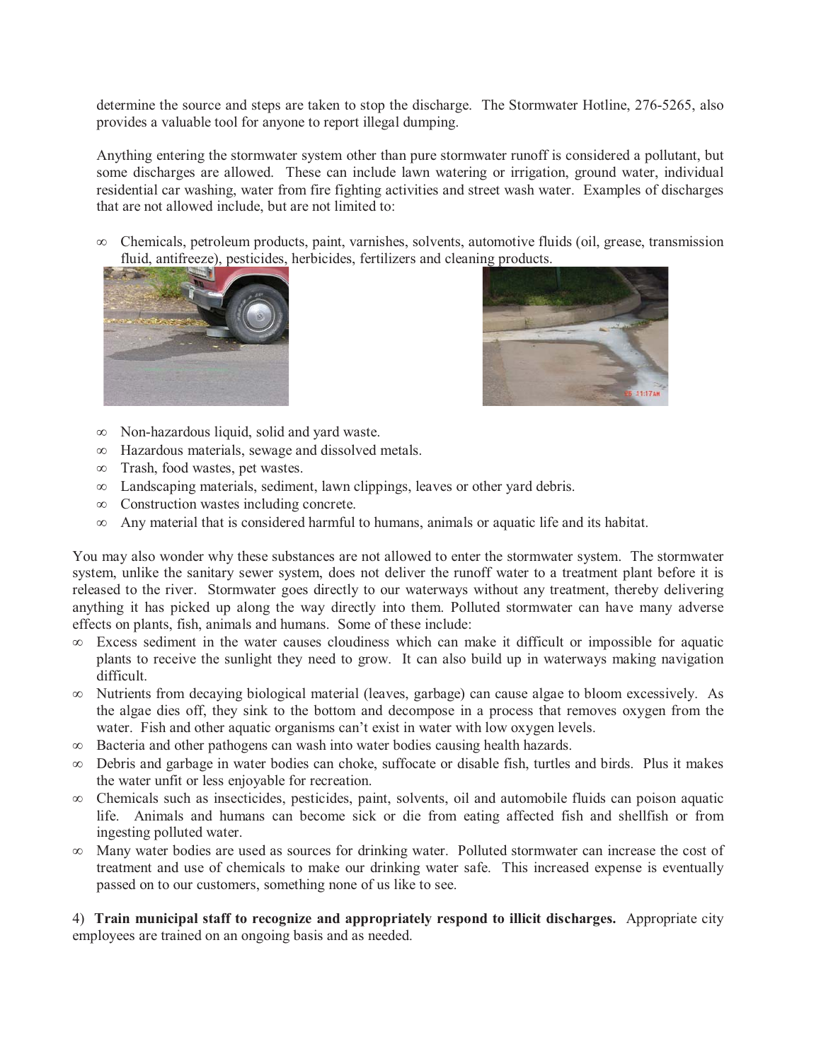determine the source and steps are taken to stop the discharge. The Stormwater Hotline, 276-5265, also provides a valuable tool for anyone to report illegal dumping.

Anything entering the stormwater system other than pure stormwater runoff is considered a pollutant, but some discharges are allowed. These can include lawn watering or irrigation, ground water, individual residential car washing, water from fire fighting activities and street wash water. Examples of discharges that are not allowed include, but are not limited to:

- Chemicals, petroleum products, paint, varnishes, solvents, automotive fluids (oil, grease, transmission fluid, antifreeze), pesticides, herbicides, fertilizers and cleaning products.
- Non-hazardous liquid, solid and yard waste.
- Hazardous materials, sewage and dissolved metals.
- Trash, food wastes, pet wastes.
- Landscaping materials, sediment, lawn clippings, leaves or other yard debris.
- Construction wastes including concrete.
- Any material that is considered harmful to humans, animals or aquatic life and its habitat.

You may also wonder why these substances are not allowed to enter the stormwater system. The stormwater system, unlike the sanitary sewer system, does not deliver the runoff water to a treatment plant before it is released to the river. Stormwater goes directly to our waterways without any treatment, thereby delivering anything it has picked up along the way directly into them. Polluted stormwater can have many adverse effects on plants, fish, animals and humans. Some of these include:

- Excess sediment in the water causes cloudiness which can make it difficult or impossible for aquatic plants to receive the sunlight they need to grow. It can also build up in waterways making navigation difficult.
- Nutrients from decaying biological material (leaves, garbage) can cause algae to bloom excessively. As the algae dies off, they sink to the bottom and decompose in a process that removes oxygen from the water. Fish and other aquatic organisms can't exist in water with low oxygen levels.
- Bacteria and other pathogens can wash into water bodies causing health hazards.
- Debris and garbage in water bodies can choke, suffocate or disable fish, turtles and birds. Plus it makes the water unfit or less enjoyable for recreation.
- Chemicals such as insecticides, pesticides, paint, solvents, oil and automobile fluids can poison aquatic life. Animals and humans can become sick or die from eating affected fish and shellfish or from ingesting polluted water.
- Many water bodies are used as sources for drinking water. Polluted stormwater can increase the cost of treatment and use of chemicals to make our drinking water safe. This increased expense is eventually passed on to our customers, something none of us like to see.

4) **Train municipal staff to recognize and appropriately respond to illicit discharges.** Appropriate city employees are trained on an ongoing basis and as needed.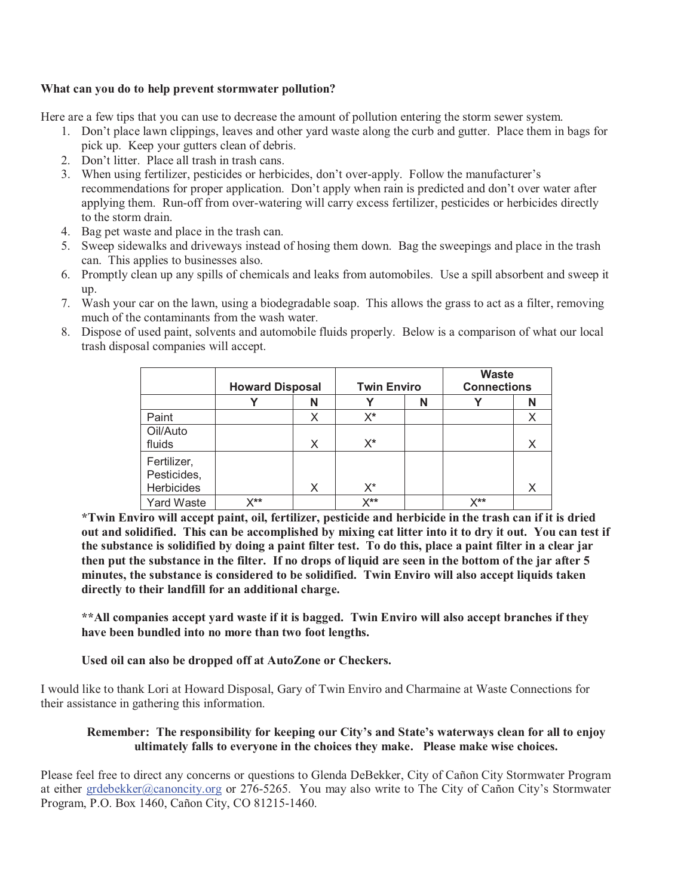**What can you do to help prevent stormwater pollution?**

Here are a few tips that you can use to decrease the amount of pollution entering the storm sewer system.

1. Don't place lawn clippings, leaves and other yard waste along the curb and gutter. Place them in bags for pick up. Keep your gutters clean of debris.
2. Don't litter. Place all trash in trash cans.
3. When using fertilizer, pesticides or herbicides, don't over-apply. Follow the manufacturer's recommendations for proper application. Don't apply when rain is predicted and don't over water after applying them. Run-off from over-watering will carry excess fertilizer, pesticides or herbicides directly to the storm drain.
4. Bag pet waste and place in the trash can.
5. Sweep sidewalks and driveways instead of hosing them down. Bag the sweepings and place in the trash can. This applies to businesses also.
6. Promptly clean up any spills of chemicals and leaks from automobiles. Use a spill absorbent and sweep it up.
7. Wash your car on the lawn, using a biodegradable soap. This allows the grass to act as a filter, removing much of the contaminants from the wash water.
8. Dispose of used paint, solvents and automobile fluids properly. Below is a comparison of what our local trash disposal companies will accept.

| | Howard Disposal | | Twin Enviro | | Waste Connections | |
|---|---|---|---|---|---|---|
| | Y | N | Y | N | Y | N |
| Paint | | X | X* | | | X |
| Oil/Auto fluids | | X | X* | | | X |
| Fertilizer, Pesticides, Herbicides | | X | X* | | | X |
| Yard Waste | X** | | X** | | X** | |

**\*Twin Enviro will accept paint, oil, fertilizer, pesticide and herbicide in the trash can if it is dried out and solidified. This can be accomplished by mixing cat litter into it to dry it out. You can test if the substance is solidified by doing a paint filter test. To do this, place a paint filter in a clear jar then put the substance in the filter. If no drops of liquid are seen in the bottom of the jar after 5 minutes, the substance is considered to be solidified. Twin Enviro will also accept liquids taken directly to their landfill for an additional charge.**

**\*\*All companies accept yard waste if it is bagged. Twin Enviro will also accept branches if they have been bundled into no more than two foot lengths.**

**Used oil can also be dropped off at AutoZone or Checkers.**

I would like to thank Lori at Howard Disposal, Gary of Twin Enviro and Charmaine at Waste Connections for their assistance in gathering this information.

**Remember: The responsibility for keeping our City's and State's waterways clean for all to enjoy ultimately falls to everyone in the choices they make. Please make wise choices.**

Please feel free to direct any concerns or questions to Glenda DeBekker, City of Cañon City Stormwater Program at either grdebekker@canoncity.org or 276-5265. You may also write to The City of Cañon City's Stormwater Program, P.O. Box 1460, Cañon City, CO 81215-1460.